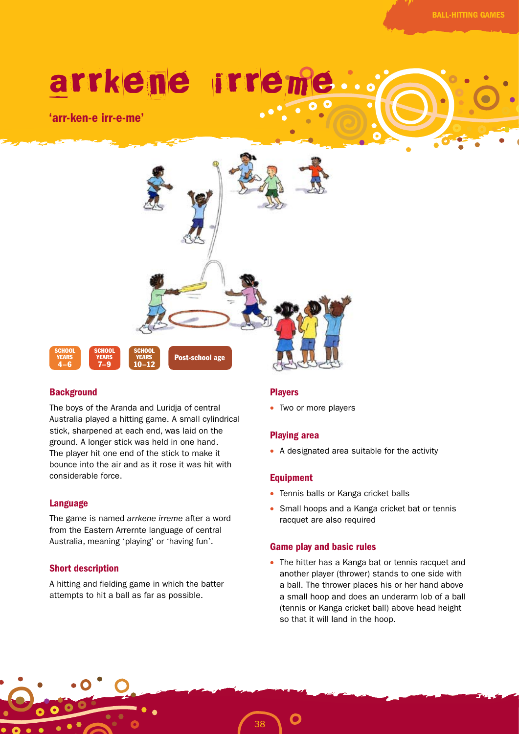# arrkene irreme

**'arr-ken-e irr-e-me'**

SCHOOL YEARS 4–6 | SCHOOL YEARS 7–9 | SCHOOL YEARS 10–12 | Post-school age

## Background

The boys of the Aranda and Luridja of central Australia played a hitting game. A small cylindrical stick, sharpened at each end, was laid on the ground. A longer stick was held in one hand. The player hit one end of the stick to make it bounce into the air and as it rose it was hit with considerable force.

## Language

The game is named *arrkene irreme* after a word from the Eastern Arrernte language of central Australia, meaning 'playing' or 'having fun'.

## Short description

A hitting and fielding game in which the batter attempts to hit a ball as far as possible.

## Players

- Two or more players

## Playing area

- A designated area suitable for the activity

## Equipment

- Tennis balls or Kanga cricket balls
- Small hoops and a Kanga cricket bat or tennis racquet are also required

## Game play and basic rules

- The hitter has a Kanga bat or tennis racquet and another player (thrower) stands to one side with a ball. The thrower places his or her hand above a small hoop and does an underarm lob of a ball (tennis or Kanga cricket ball) above head height so that it will land in the hoop.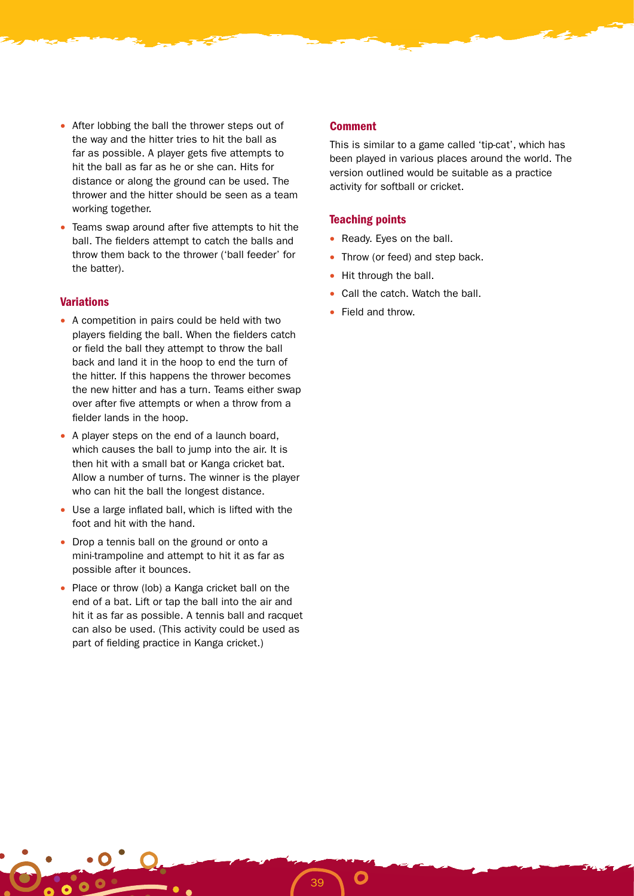- After lobbing the ball the thrower steps out of the way and the hitter tries to hit the ball as far as possible. A player gets five attempts to hit the ball as far as he or she can. Hits for distance or along the ground can be used. The thrower and the hitter should be seen as a team working together.
- Teams swap around after five attempts to hit the ball. The fielders attempt to catch the balls and throw them back to the thrower ('ball feeder' for the batter).

## Variations

- A competition in pairs could be held with two players fielding the ball. When the fielders catch or field the ball they attempt to throw the ball back and land it in the hoop to end the turn of the hitter. If this happens the thrower becomes the new hitter and has a turn. Teams either swap over after five attempts or when a throw from a fielder lands in the hoop.
- A player steps on the end of a launch board, which causes the ball to jump into the air. It is then hit with a small bat or Kanga cricket bat. Allow a number of turns. The winner is the player who can hit the ball the longest distance.
- Use a large inflated ball, which is lifted with the foot and hit with the hand.
- Drop a tennis ball on the ground or onto a mini-trampoline and attempt to hit it as far as possible after it bounces.
- Place or throw (lob) a Kanga cricket ball on the end of a bat. Lift or tap the ball into the air and hit it as far as possible. A tennis ball and racquet can also be used. (This activity could be used as part of fielding practice in Kanga cricket.)

## Comment

This is similar to a game called 'tip-cat', which has been played in various places around the world. The version outlined would be suitable as a practice activity for softball or cricket.

## Teaching points

- Ready. Eyes on the ball.
- Throw (or feed) and step back.
- Hit through the ball.
- Call the catch. Watch the ball.
- Field and throw.